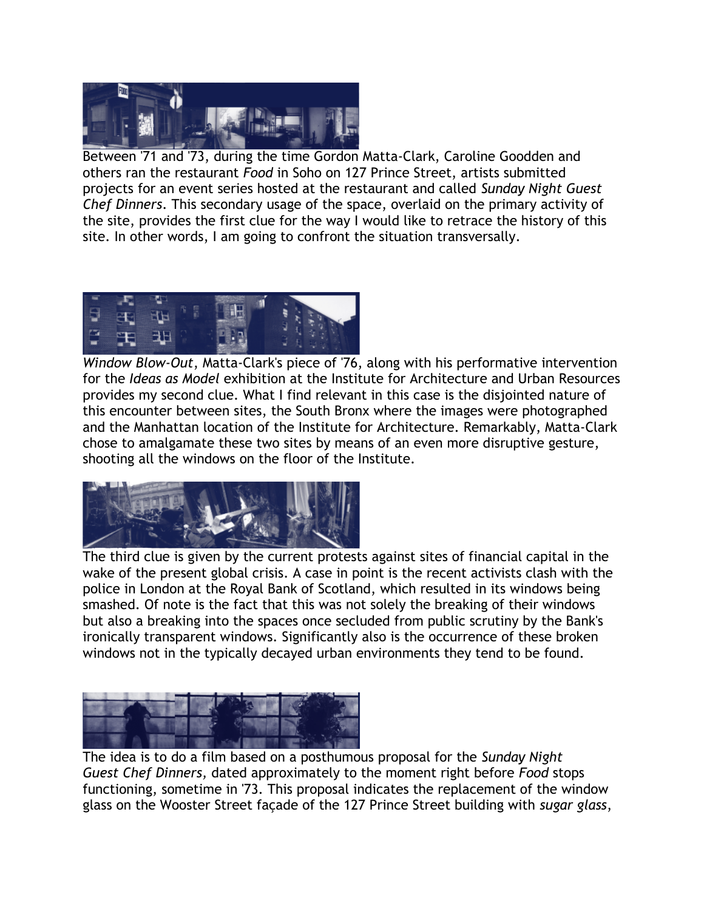Between '71 and '73, during the time Gordon Matta-Clark, Caroline Goodden and others ran the restaurant *Food* in Soho on 127 Prince Street, artists submitted projects for an event series hosted at the restaurant and called *Sunday Night Guest Chef Dinners*. This secondary usage of the space, overlaid on the primary activity of the site, provides the first clue for the way I would like to retrace the history of this site. In other words, I am going to confront the situation transversally.

*Window Blow-Out*, Matta-Clark's piece of '76, along with his performative intervention for the *Ideas as Model* exhibition at the Institute for Architecture and Urban Resources provides my second clue. What I find relevant in this case is the disjointed nature of this encounter between sites, the South Bronx where the images were photographed and the Manhattan location of the Institute for Architecture. Remarkably, Matta-Clark chose to amalgamate these two sites by means of an even more disruptive gesture, shooting all the windows on the floor of the Institute.

The third clue is given by the current protests against sites of financial capital in the wake of the present global crisis. A case in point is the recent activists clash with the police in London at the Royal Bank of Scotland, which resulted in its windows being smashed. Of note is the fact that this was not solely the breaking of their windows but also a breaking into the spaces once secluded from public scrutiny by the Bank's ironically transparent windows. Significantly also is the occurrence of these broken windows not in the typically decayed urban environments they tend to be found.

The idea is to do a film based on a posthumous proposal for the *Sunday Night Guest Chef Dinners,* dated approximately to the moment right before *Food* stops functioning, sometime in '73. This proposal indicates the replacement of the window glass on the Wooster Street façade of the 127 Prince Street building with *sugar glass*,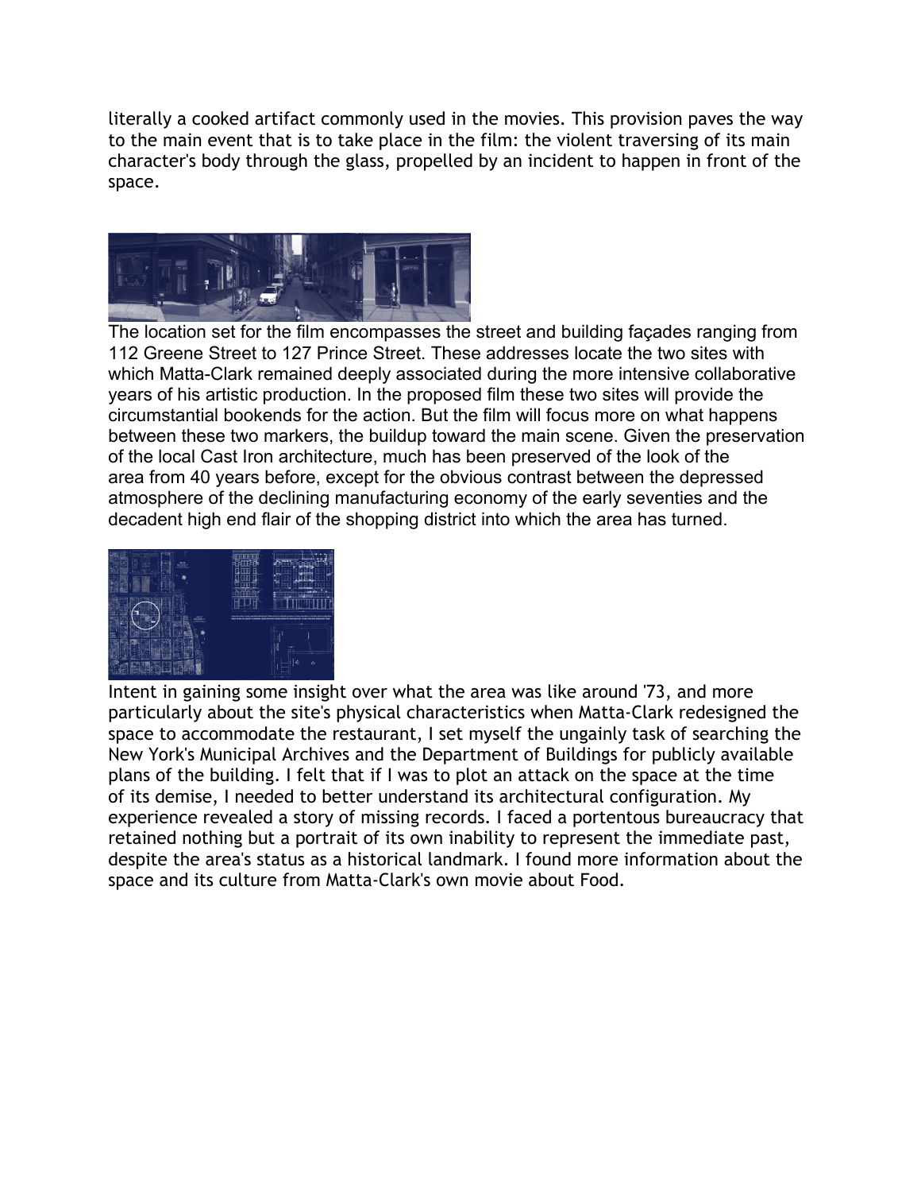literally a cooked artifact commonly used in the movies. This provision paves the way to the main event that is to take place in the film: the violent traversing of its main character's body through the glass, propelled by an incident to happen in front of the space.

The location set for the film encompasses the street and building façades ranging from 112 Greene Street to 127 Prince Street. These addresses locate the two sites with which Matta-Clark remained deeply associated during the more intensive collaborative years of his artistic production. In the proposed film these two sites will provide the circumstantial bookends for the action. But the film will focus more on what happens between these two markers, the buildup toward the main scene. Given the preservation of the local Cast Iron architecture, much has been preserved of the look of the area from 40 years before, except for the obvious contrast between the depressed atmosphere of the declining manufacturing economy of the early seventies and the decadent high end flair of the shopping district into which the area has turned.

Intent in gaining some insight over what the area was like around '73, and more particularly about the site's physical characteristics when Matta-Clark redesigned the space to accommodate the restaurant, I set myself the ungainly task of searching the New York's Municipal Archives and the Department of Buildings for publicly available plans of the building. I felt that if I was to plot an attack on the space at the time of its demise, I needed to better understand its architectural configuration. My experience revealed a story of missing records. I faced a portentous bureaucracy that retained nothing but a portrait of its own inability to represent the immediate past, despite the area's status as a historical landmark. I found more information about the space and its culture from Matta-Clark's own movie about Food.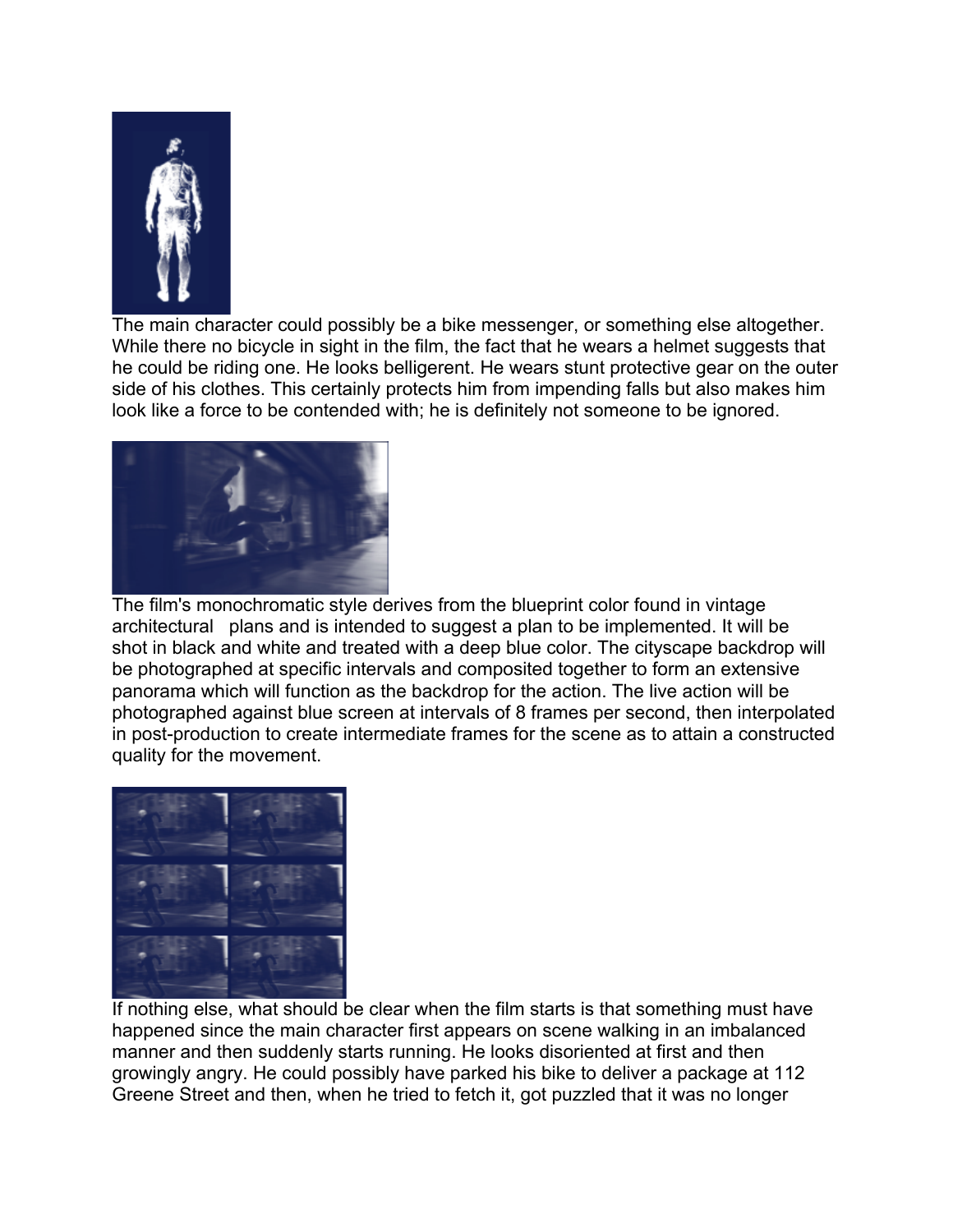The main character could possibly be a bike messenger, or something else altogether. While there no bicycle in sight in the film, the fact that he wears a helmet suggests that he could be riding one. He looks belligerent. He wears stunt protective gear on the outer side of his clothes. This certainly protects him from impending falls but also makes him look like a force to be contended with; he is definitely not someone to be ignored.

The film's monochromatic style derives from the blueprint color found in vintage architectural plans and is intended to suggest a plan to be implemented. It will be shot in black and white and treated with a deep blue color. The cityscape backdrop will be photographed at specific intervals and composited together to form an extensive panorama which will function as the backdrop for the action. The live action will be photographed against blue screen at intervals of 8 frames per second, then interpolated in post-production to create intermediate frames for the scene as to attain a constructed quality for the movement.

If nothing else, what should be clear when the film starts is that something must have happened since the main character first appears on scene walking in an imbalanced manner and then suddenly starts running. He looks disoriented at first and then growingly angry. He could possibly have parked his bike to deliver a package at 112 Greene Street and then, when he tried to fetch it, got puzzled that it was no longer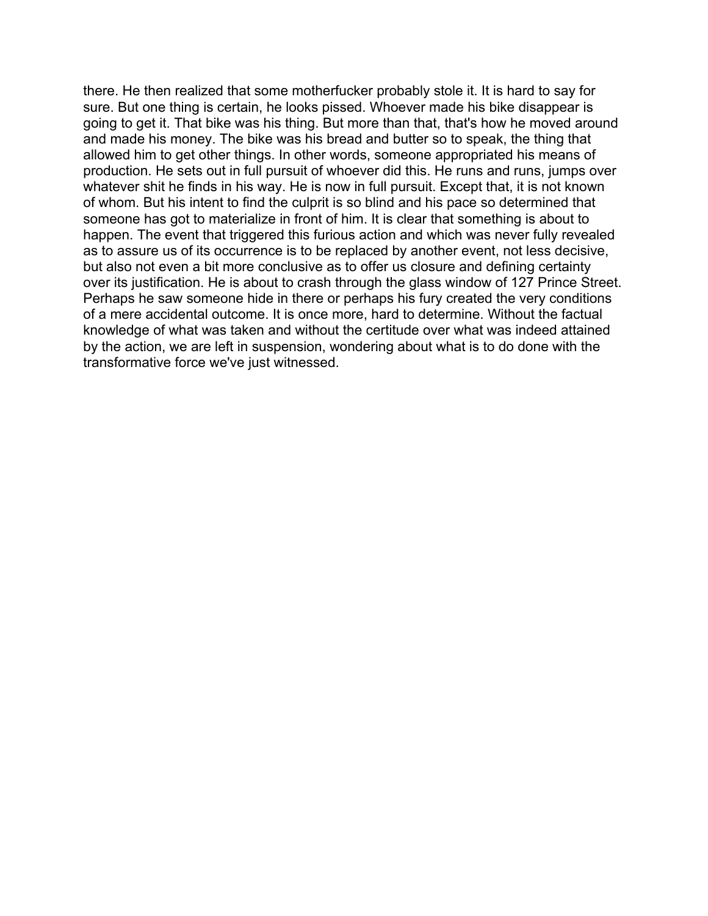there. He then realized that some motherfucker probably stole it. It is hard to say for sure. But one thing is certain, he looks pissed. Whoever made his bike disappear is going to get it. That bike was his thing. But more than that, that's how he moved around and made his money. The bike was his bread and butter so to speak, the thing that allowed him to get other things. In other words, someone appropriated his means of production. He sets out in full pursuit of whoever did this. He runs and runs, jumps over whatever shit he finds in his way. He is now in full pursuit. Except that, it is not known of whom. But his intent to find the culprit is so blind and his pace so determined that someone has got to materialize in front of him. It is clear that something is about to happen. The event that triggered this furious action and which was never fully revealed as to assure us of its occurrence is to be replaced by another event, not less decisive, but also not even a bit more conclusive as to offer us closure and defining certainty over its justification. He is about to crash through the glass window of 127 Prince Street. Perhaps he saw someone hide in there or perhaps his fury created the very conditions of a mere accidental outcome. It is once more, hard to determine. Without the factual knowledge of what was taken and without the certitude over what was indeed attained by the action, we are left in suspension, wondering about what is to do done with the transformative force we've just witnessed.